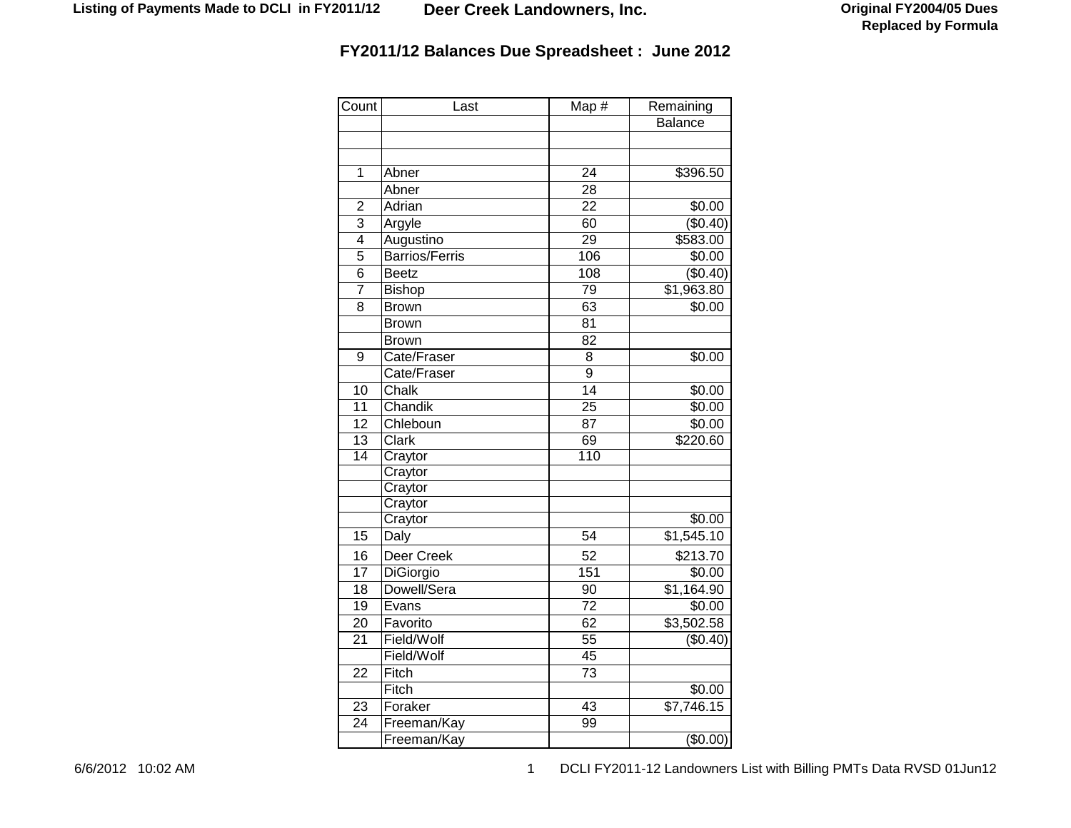Listing of Payments Made to DCLI in FY2011/12 **Deer Creek Landowners, Inc.** **Original FY2004/05 Dues Replaced by Formula**

## FY2011/12 Balances Due Spreadsheet : June 2012

| Count | Last | Map # | Remaining Balance |
|---|---|---|---|
| | | | |
| | | | |
| 1 | Abner | 24 | $396.50 |
| | Abner | 28 | |
| 2 | Adrian | 22 | $0.00 |
| 3 | Argyle | 60 | ($0.40) |
| 4 | Augustino | 29 | $583.00 |
| 5 | Barrios/Ferris | 106 | $0.00 |
| 6 | Beetz | 108 | ($0.40) |
| 7 | Bishop | 79 | $1,963.80 |
| 8 | Brown | 63 | $0.00 |
| | Brown | 81 | |
| | Brown | 82 | |
| 9 | Cate/Fraser | 8 | $0.00 |
| | Cate/Fraser | 9 | |
| 10 | Chalk | 14 | $0.00 |
| 11 | Chandik | 25 | $0.00 |
| 12 | Chleboun | 87 | $0.00 |
| 13 | Clark | 69 | $220.60 |
| 14 | Craytor | 110 | |
| | Craytor | | |
| | Craytor | | |
| | Craytor | | |
| | Craytor | | $0.00 |
| 15 | Daly | 54 | $1,545.10 |
| 16 | Deer Creek | 52 | $213.70 |
| 17 | DiGiorgio | 151 | $0.00 |
| 18 | Dowell/Sera | 90 | $1,164.90 |
| 19 | Evans | 72 | $0.00 |
| 20 | Favorito | 62 | $3,502.58 |
| 21 | Field/Wolf | 55 | ($0.40) |
| | Field/Wolf | 45 | |
| 22 | Fitch | 73 | |
| | Fitch | | $0.00 |
| 23 | Foraker | 43 | $7,746.15 |
| 24 | Freeman/Kay | 99 | |
| | Freeman/Kay | | ($0.00) |

6/6/2012 10:02 AM DCLI FY2011-12 Landowners List with Billing PMTs Data RVSD 01Jun12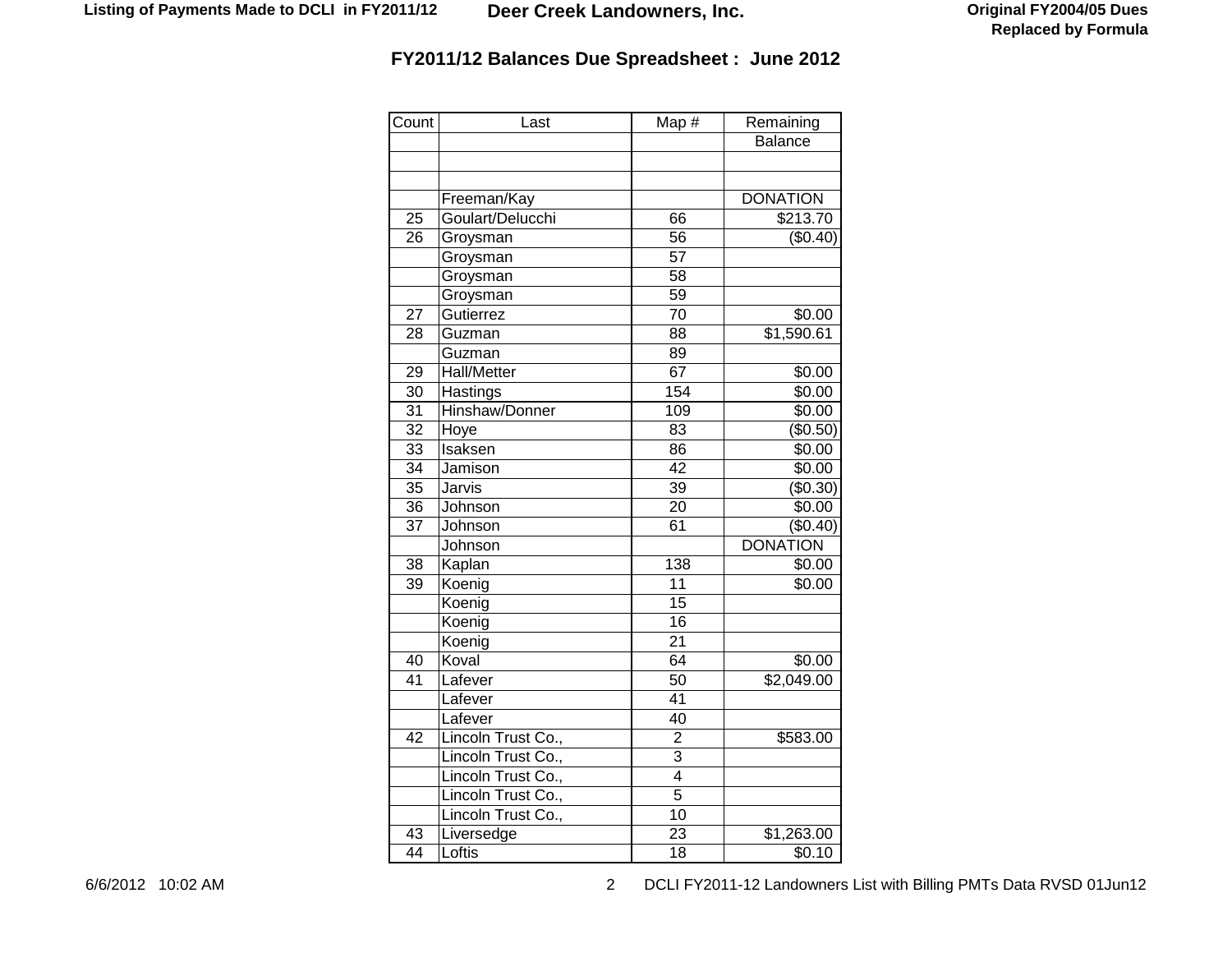## FY2011/12 Balances Due Spreadsheet : June 2012

| Count | Last | Map # | Remaining Balance |
|---|---|---|---|
| | | | |
| | | | |
| | Freeman/Kay | | DONATION |
| 25 | Goulart/Delucchi | 66 | $213.70 |
| 26 | Groysman | 56 | ($0.40) |
| | Groysman | 57 | |
| | Groysman | 58 | |
| | Groysman | 59 | |
| 27 | Gutierrez | 70 | $0.00 |
| 28 | Guzman | 88 | $1,590.61 |
| | Guzman | 89 | |
| 29 | Hall/Metter | 67 | $0.00 |
| 30 | Hastings | 154 | $0.00 |
| 31 | Hinshaw/Donner | 109 | $0.00 |
| 32 | Hoye | 83 | ($0.50) |
| 33 | Isaksen | 86 | $0.00 |
| 34 | Jamison | 42 | $0.00 |
| 35 | Jarvis | 39 | ($0.30) |
| 36 | Johnson | 20 | $0.00 |
| 37 | Johnson | 61 | ($0.40) |
| | Johnson | | DONATION |
| 38 | Kaplan | 138 | $0.00 |
| 39 | Koenig | 11 | $0.00 |
| | Koenig | 15 | |
| | Koenig | 16 | |
| | Koenig | 21 | |
| 40 | Koval | 64 | $0.00 |
| 41 | Lafever | 50 | $2,049.00 |
| | Lafever | 41 | |
| | Lafever | 40 | |
| 42 | Lincoln Trust Co., | 2 | $583.00 |
| | Lincoln Trust Co., | 3 | |
| | Lincoln Trust Co., | 4 | |
| | Lincoln Trust Co., | 5 | |
| | Lincoln Trust Co., | 10 | |
| 43 | Liversedge | 23 | $1,263.00 |
| 44 | Loftis | 18 | $0.10 |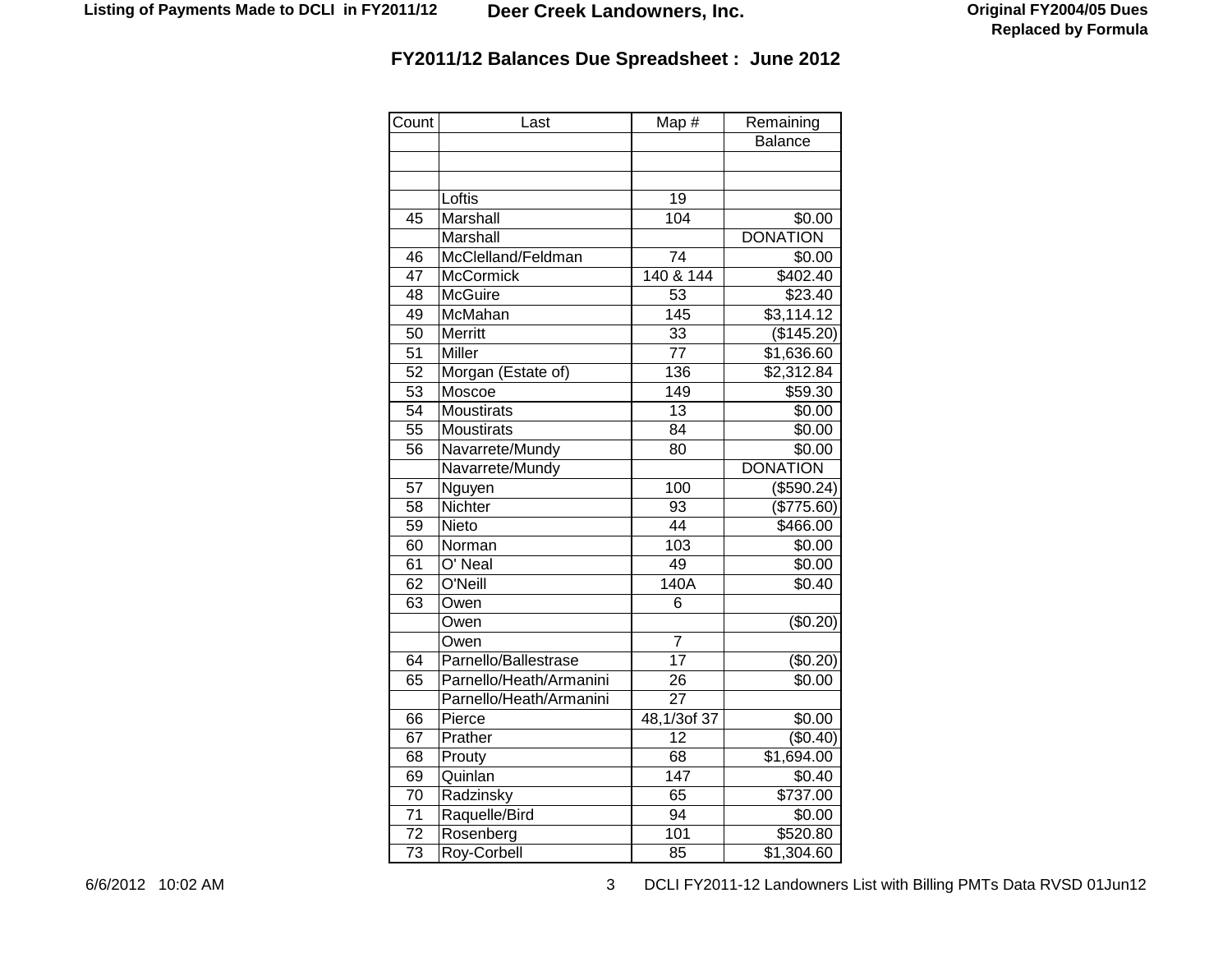## FY2011/12 Balances Due Spreadsheet : June 2012

| Count | Last | Map # | Remaining Balance |
|---|---|---|---|
| | | | |
| | | | |
| | Loftis | 19 | |
| 45 | Marshall | 104 | $0.00 |
| | Marshall | | DONATION |
| 46 | McClelland/Feldman | 74 | $0.00 |
| 47 | McCormick | 140 & 144 | $402.40 |
| 48 | McGuire | 53 | $23.40 |
| 49 | McMahan | 145 | $3,114.12 |
| 50 | Merritt | 33 | ($145.20) |
| 51 | Miller | 77 | $1,636.60 |
| 52 | Morgan (Estate of) | 136 | $2,312.84 |
| 53 | Moscoe | 149 | $59.30 |
| 54 | Moustirats | 13 | $0.00 |
| 55 | Moustirats | 84 | $0.00 |
| 56 | Navarrete/Mundy | 80 | $0.00 |
| | Navarrete/Mundy | | DONATION |
| 57 | Nguyen | 100 | ($590.24) |
| 58 | Nichter | 93 | ($775.60) |
| 59 | Nieto | 44 | $466.00 |
| 60 | Norman | 103 | $0.00 |
| 61 | O' Neal | 49 | $0.00 |
| 62 | O'Neill | 140A | $0.40 |
| 63 | Owen | 6 | |
| | Owen | | ($0.20) |
| | Owen | 7 | |
| 64 | Parnello/Ballestrase | 17 | ($0.20) |
| 65 | Parnello/Heath/Armanini | 26 | $0.00 |
| | Parnello/Heath/Armanini | 27 | |
| 66 | Pierce | 48,1/3of 37 | $0.00 |
| 67 | Prather | 12 | ($0.40) |
| 68 | Prouty | 68 | $1,694.00 |
| 69 | Quinlan | 147 | $0.40 |
| 70 | Radzinsky | 65 | $737.00 |
| 71 | Raquelle/Bird | 94 | $0.00 |
| 72 | Rosenberg | 101 | $520.80 |
| 73 | Roy-Corbell | 85 | $1,304.60 |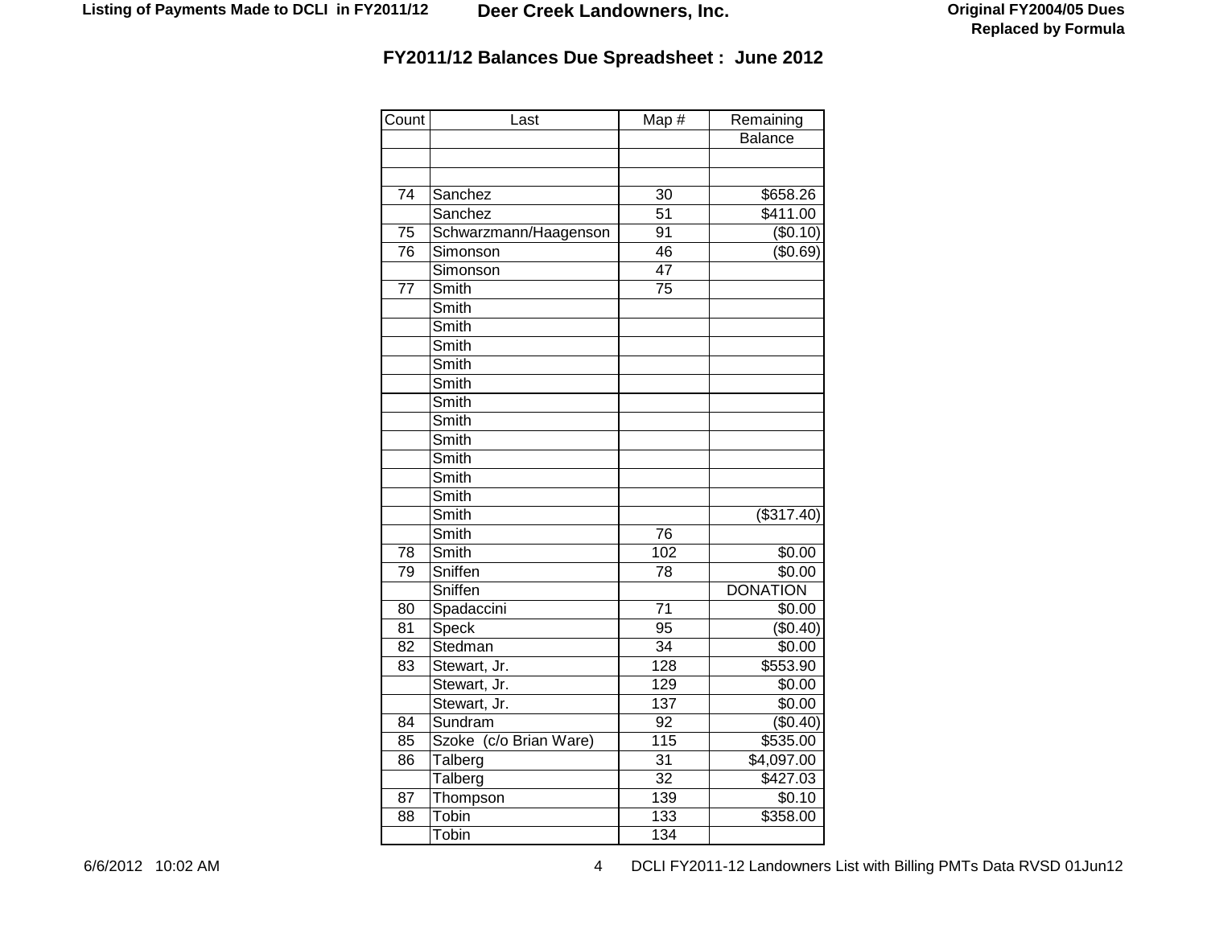## FY2011/12 Balances Due Spreadsheet : June 2012

| Count | Last | Map # | Remaining Balance |
|---|---|---|---|
| | | | |
| | | | |
| 74 | Sanchez | 30 | $658.26 |
| | Sanchez | 51 | $411.00 |
| 75 | Schwarzmann/Haagenson | 91 | ($0.10) |
| 76 | Simonson | 46 | ($0.69) |
| | Simonson | 47 | |
| 77 | Smith | 75 | |
| | Smith | | |
| | Smith | | |
| | Smith | | |
| | Smith | | |
| | Smith | | |
| | Smith | | |
| | Smith | | |
| | Smith | | |
| | Smith | | |
| | Smith | | |
| | Smith | | |
| | Smith | | ($317.40) |
| | Smith | 76 | |
| 78 | Smith | 102 | $0.00 |
| 79 | Sniffen | 78 | $0.00 |
| | Sniffen | | DONATION |
| 80 | Spadaccini | 71 | $0.00 |
| 81 | Speck | 95 | ($0.40) |
| 82 | Stedman | 34 | $0.00 |
| 83 | Stewart, Jr. | 128 | $553.90 |
| | Stewart, Jr. | 129 | $0.00 |
| | Stewart, Jr. | 137 | $0.00 |
| 84 | Sundram | 92 | ($0.40) |
| 85 | Szoke (c/o Brian Ware) | 115 | $535.00 |
| 86 | Talberg | 31 | $4,097.00 |
| | Talberg | 32 | $427.03 |
| 87 | Thompson | 139 | $0.10 |
| 88 | Tobin | 133 | $358.00 |
| | Tobin | 134 | |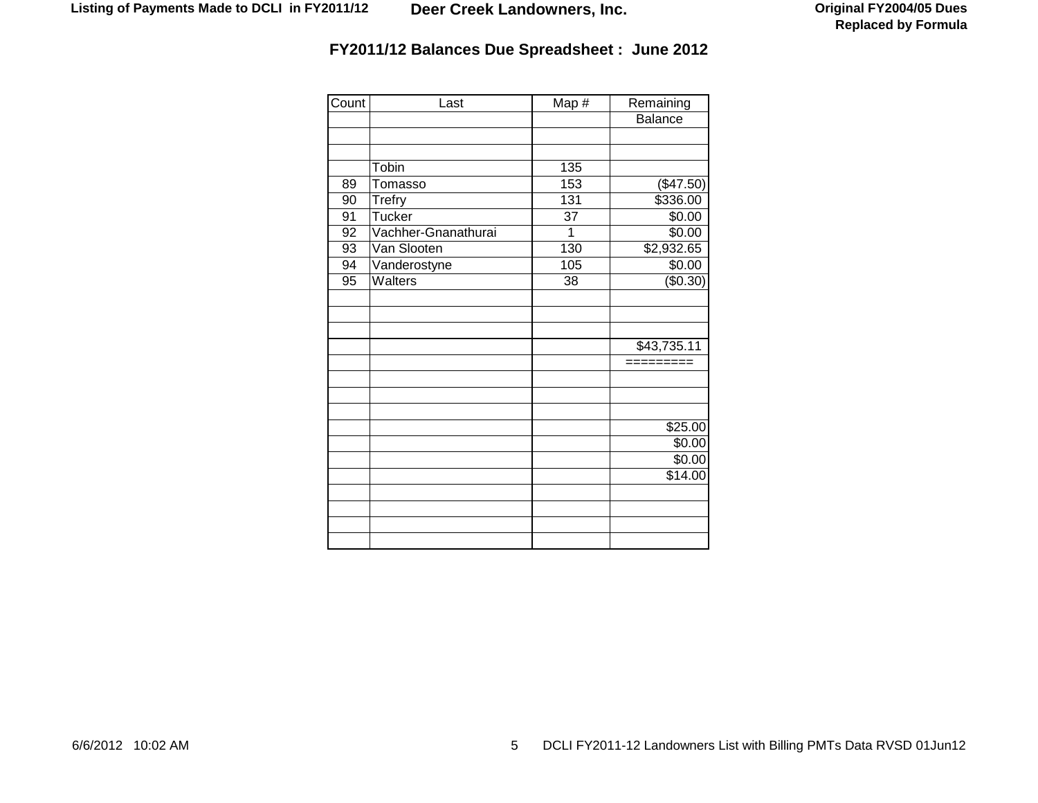Listing of Payments Made to DCLI in FY2011/12 | **Deer Creek Landowners, Inc.** | **Original FY2004/05 Dues Replaced by Formula**

## FY2011/12 Balances Due Spreadsheet : June 2012

| Count | Last | Map # | Remaining Balance |
|---|---|---|---|
| | | | |
| | | | |
| | Tobin | 135 | |
| 89 | Tomasso | 153 | ($47.50) |
| 90 | Trefry | 131 | $336.00 |
| 91 | Tucker | 37 | $0.00 |
| 92 | Vachher-Gnanathurai | 1 | $0.00 |
| 93 | Van Slooten | 130 | $2,932.65 |
| 94 | Vanderostyne | 105 | $0.00 |
| 95 | Walters | 38 | ($0.30) |
| | | | |
| | | | |
| | | | |
| | | | $43,735.11 |
| | | | ========= |
| | | | |
| | | | |
| | | | |
| | | | $25.00 |
| | | | $0.00 |
| | | | $0.00 |
| | | | $14.00 |
| | | | |
| | | | |
| | | | |
| | | | |

6/6/2012 10:02 AM — DCLI FY2011-12 Landowners List with Billing PMTs Data RVSD 01Jun12